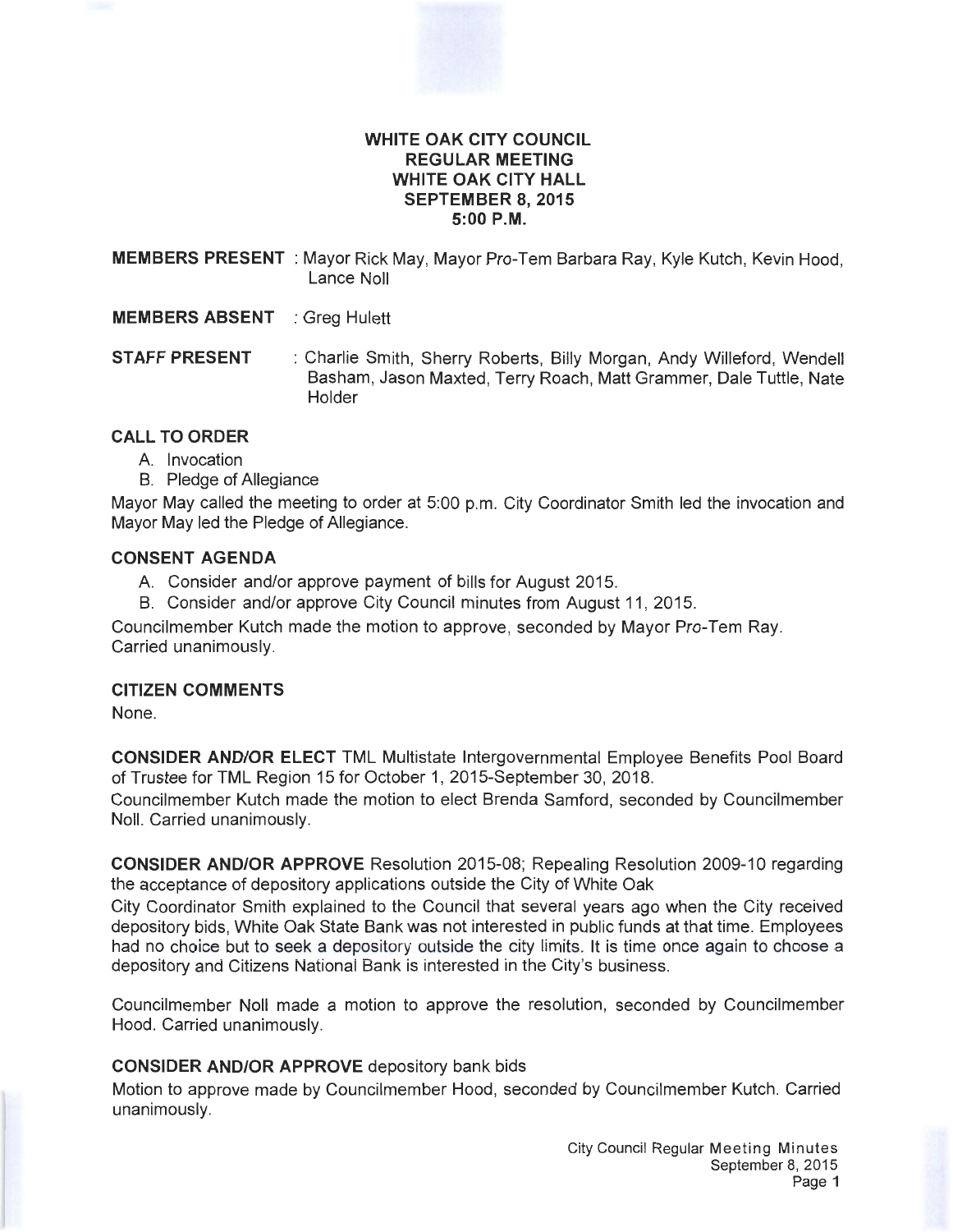# WHITE OAK CITY COUNCIL
## REGULAR MEETING
## WHITE OAK CITY HALL
## SEPTEMBER 8, 2015
## 5:00 P.M.

**MEMBERS PRESENT** : Mayor Rick May, Mayor Pro-Tem Barbara Ray, Kyle Kutch, Kevin Hood, Lance Noll

**MEMBERS ABSENT** : Greg Hulett

**STAFF PRESENT** : Charlie Smith, Sherry Roberts, Billy Morgan, Andy Willeford, Wendell Basham, Jason Maxted, Terry Roach, Matt Grammer, Dale Tuttle, Nate Holder

**CALL TO ORDER**

A. Invocation
B. Pledge of Allegiance

Mayor May called the meeting to order at 5:00 p.m. City Coordinator Smith led the invocation and Mayor May led the Pledge of Allegiance.

**CONSENT AGENDA**

A. Consider and/or approve payment of bills for August 2015.
B. Consider and/or approve City Council minutes from August 11, 2015.

Councilmember Kutch made the motion to approve, seconded by Mayor Pro-Tem Ray. Carried unanimously.

**CITIZEN COMMENTS**

None.

**CONSIDER AND/OR ELECT** TML Multistate Intergovernmental Employee Benefits Pool Board of Trustee for TML Region 15 for October 1, 2015-September 30, 2018.

Councilmember Kutch made the motion to elect Brenda Samford, seconded by Councilmember Noll. Carried unanimously.

**CONSIDER AND/OR APPROVE** Resolution 2015-08; Repealing Resolution 2009-10 regarding the acceptance of depository applications outside the City of White Oak

City Coordinator Smith explained to the Council that several years ago when the City received depository bids, White Oak State Bank was not interested in public funds at that time. Employees had no choice but to seek a depository outside the city limits. It is time once again to choose a depository and Citizens National Bank is interested in the City's business.

Councilmember Noll made a motion to approve the resolution, seconded by Councilmember Hood. Carried unanimously.

**CONSIDER AND/OR APPROVE** depository bank bids

Motion to approve made by Councilmember Hood, seconded by Councilmember Kutch. Carried unanimously.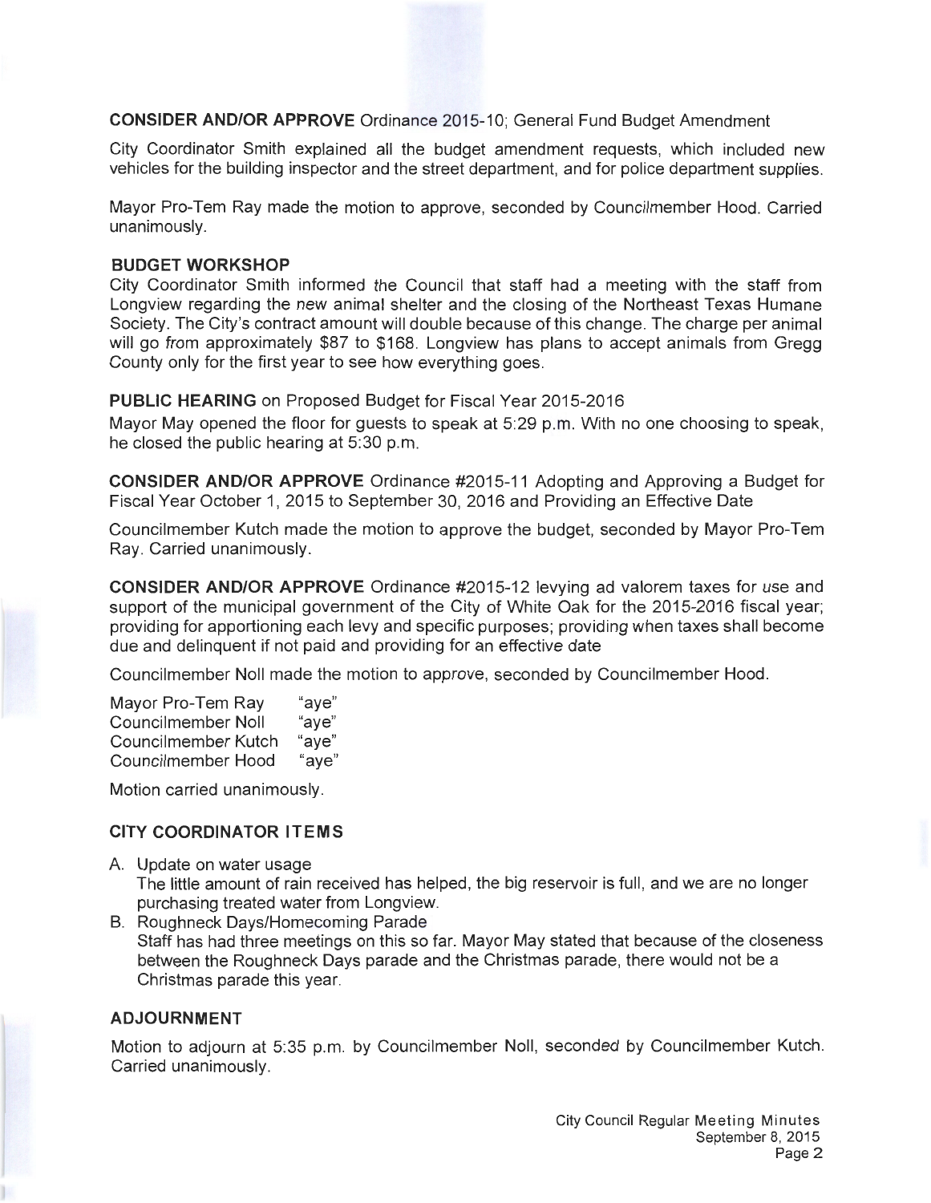**CONSIDER AND/OR APPROVE** Ordinance 2015-10; General Fund Budget Amendment

City Coordinator Smith explained all the budget amendment requests, which included new vehicles for the building inspector and the street department, and for police department supplies.

Mayor Pro-Tem Ray made the motion to approve, seconded by Councilmember Hood. Carried unanimously.

## BUDGET WORKSHOP

City Coordinator Smith informed the Council that staff had a meeting with the staff from Longview regarding the new animal shelter and the closing of the Northeast Texas Humane Society. The City's contract amount will double because of this change. The charge per animal will go from approximately $87 to $168. Longview has plans to accept animals from Gregg County only for the first year to see how everything goes.

**PUBLIC HEARING** on Proposed Budget for Fiscal Year 2015-2016

Mayor May opened the floor for guests to speak at 5:29 p.m. With no one choosing to speak, he closed the public hearing at 5:30 p.m.

**CONSIDER AND/OR APPROVE** Ordinance #2015-11 Adopting and Approving a Budget for Fiscal Year October 1, 2015 to September 30, 2016 and Providing an Effective Date

Councilmember Kutch made the motion to approve the budget, seconded by Mayor Pro-Tem Ray. Carried unanimously.

**CONSIDER AND/OR APPROVE** Ordinance #2015-12 levying ad valorem taxes for use and support of the municipal government of the City of White Oak for the 2015-2016 fiscal year; providing for apportioning each levy and specific purposes; providing when taxes shall become due and delinquent if not paid and providing for an effective date

Councilmember Noll made the motion to approve, seconded by Councilmember Hood.

Mayor Pro-Tem Ray "aye"
Councilmember Noll "aye"
Councilmember Kutch "aye"
Councilmember Hood "aye"

Motion carried unanimously.

## CITY COORDINATOR ITEMS

A. Update on water usage
   The little amount of rain received has helped, the big reservoir is full, and we are no longer purchasing treated water from Longview.
B. Roughneck Days/Homecoming Parade
   Staff has had three meetings on this so far. Mayor May stated that because of the closeness between the Roughneck Days parade and the Christmas parade, there would not be a Christmas parade this year.

## ADJOURNMENT

Motion to adjourn at 5:35 p.m. by Councilmember Noll, seconded by Councilmember Kutch. Carried unanimously.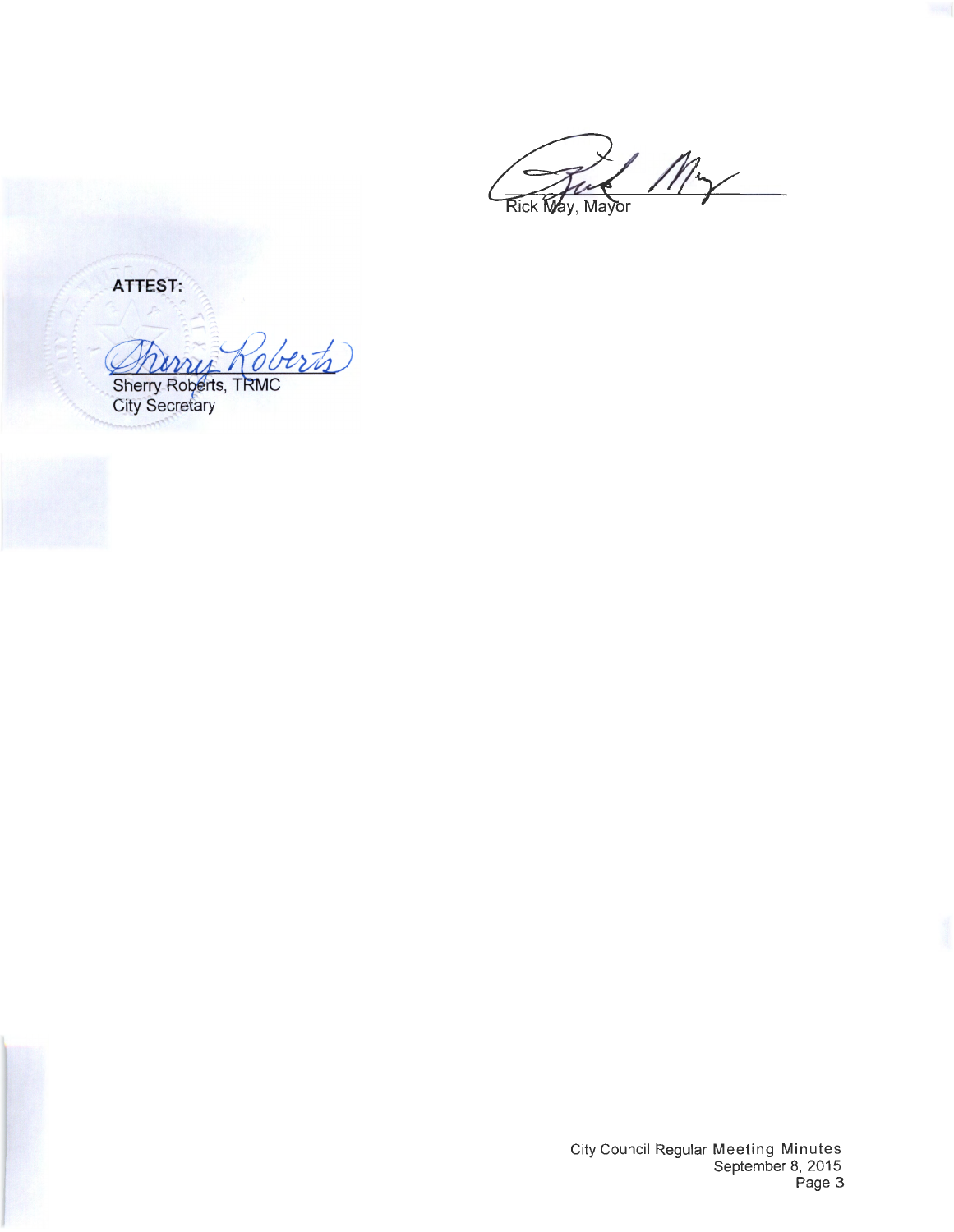Rick May, Mayor

**ATTEST:**

Sherry Roberts, TRMC
City Secretary